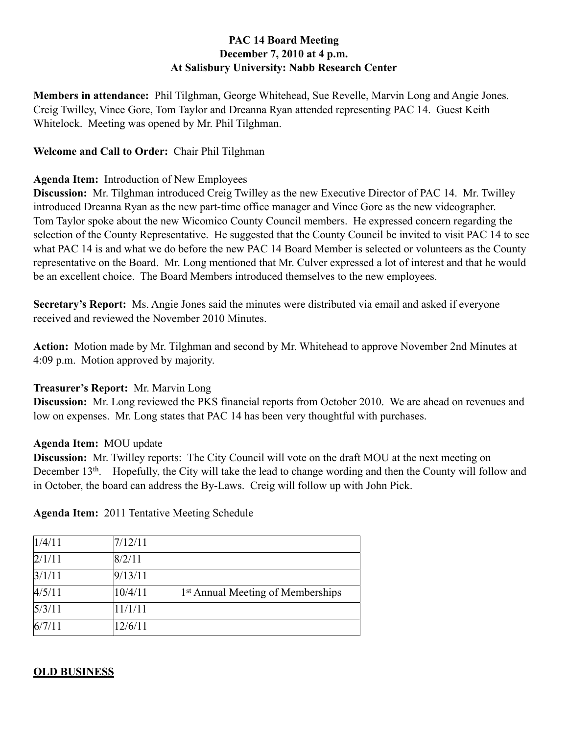**PAC 14 Board Meeting**
**December 7, 2010 at 4 p.m.**
**At Salisbury University: Nabb Research Center**

**Members in attendance:** Phil Tilghman, George Whitehead, Sue Revelle, Marvin Long and Angie Jones. Creig Twilley, Vince Gore, Tom Taylor and Dreanna Ryan attended representing PAC 14. Guest Keith Whitelock. Meeting was opened by Mr. Phil Tilghman.

**Welcome and Call to Order:** Chair Phil Tilghman

**Agenda Item:** Introduction of New Employees
**Discussion:** Mr. Tilghman introduced Creig Twilley as the new Executive Director of PAC 14. Mr. Twilley introduced Dreanna Ryan as the new part-time office manager and Vince Gore as the new videographer. Tom Taylor spoke about the new Wicomico County Council members. He expressed concern regarding the selection of the County Representative. He suggested that the County Council be invited to visit PAC 14 to see what PAC 14 is and what we do before the new PAC 14 Board Member is selected or volunteers as the County representative on the Board. Mr. Long mentioned that Mr. Culver expressed a lot of interest and that he would be an excellent choice. The Board Members introduced themselves to the new employees.

**Secretary's Report:** Ms. Angie Jones said the minutes were distributed via email and asked if everyone received and reviewed the November 2010 Minutes.

**Action:** Motion made by Mr. Tilghman and second by Mr. Whitehead to approve November 2nd Minutes at 4:09 p.m. Motion approved by majority.

**Treasurer's Report:** Mr. Marvin Long
**Discussion:** Mr. Long reviewed the PKS financial reports from October 2010. We are ahead on revenues and low on expenses. Mr. Long states that PAC 14 has been very thoughtful with purchases.

**Agenda Item:** MOU update
**Discussion:** Mr. Twilley reports: The City Council will vote on the draft MOU at the next meeting on December 13th. Hopefully, the City will take the lead to change wording and then the County will follow and in October, the board can address the By-Laws. Creig will follow up with John Pick.

**Agenda Item:** 2011 Tentative Meeting Schedule

| | |
|---|---|
| 1/4/11 | 7/12/11 |
| 2/1/11 | 8/2/11 |
| 3/1/11 | 9/13/11 |
| 4/5/11 | 10/4/11 1st Annual Meeting of Memberships |
| 5/3/11 | 11/1/11 |
| 6/7/11 | 12/6/11 |

**OLD BUSINESS**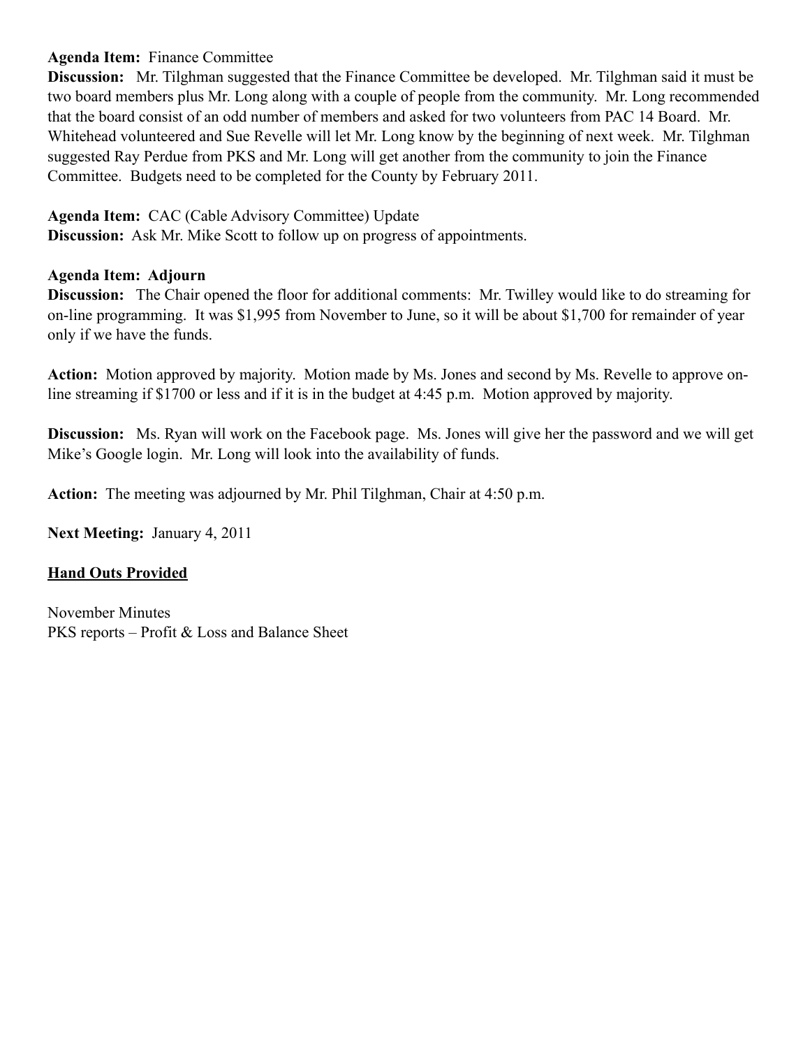**Agenda Item:** Finance Committee

**Discussion:** Mr. Tilghman suggested that the Finance Committee be developed. Mr. Tilghman said it must be two board members plus Mr. Long along with a couple of people from the community. Mr. Long recommended that the board consist of an odd number of members and asked for two volunteers from PAC 14 Board. Mr. Whitehead volunteered and Sue Revelle will let Mr. Long know by the beginning of next week. Mr. Tilghman suggested Ray Perdue from PKS and Mr. Long will get another from the community to join the Finance Committee. Budgets need to be completed for the County by February 2011.

**Agenda Item:** CAC (Cable Advisory Committee) Update

**Discussion:** Ask Mr. Mike Scott to follow up on progress of appointments.

**Agenda Item: Adjourn**

**Discussion:** The Chair opened the floor for additional comments: Mr. Twilley would like to do streaming for on-line programming. It was $1,995 from November to June, so it will be about $1,700 for remainder of year only if we have the funds.

**Action:** Motion approved by majority. Motion made by Ms. Jones and second by Ms. Revelle to approve on-line streaming if $1700 or less and if it is in the budget at 4:45 p.m. Motion approved by majority.

**Discussion:** Ms. Ryan will work on the Facebook page. Ms. Jones will give her the password and we will get Mike's Google login. Mr. Long will look into the availability of funds.

**Action:** The meeting was adjourned by Mr. Phil Tilghman, Chair at 4:50 p.m.

**Next Meeting:** January 4, 2011

**<u>Hand Outs Provided</u>**

November Minutes
PKS reports – Profit & Loss and Balance Sheet